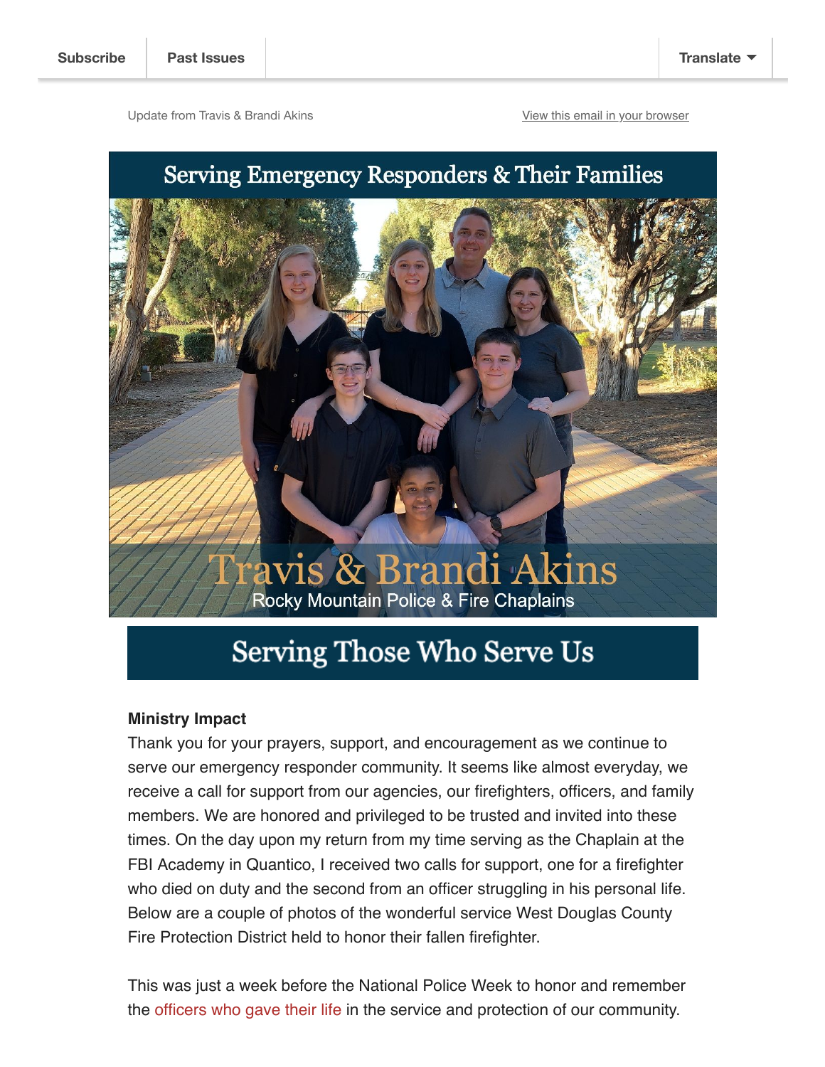Subscribe | Past Issues | Translate

Update from Travis & Brandi Akins

View this email in your browser

# Serving Emergency Responders & Their Families

Travis & Brandi Akins

Rocky Mountain Police & Fire Chaplains

## Serving Those Who Serve Us

**Ministry Impact**

Thank you for your prayers, support, and encouragement as we continue to serve our emergency responder community. It seems like almost everyday, we receive a call for support from our agencies, our firefighters, officers, and family members. We are honored and privileged to be trusted and invited into these times. On the day upon my return from my time serving as the Chaplain at the FBI Academy in Quantico, I received two calls for support, one for a firefighter who died on duty and the second from an officer struggling in his personal life. Below are a couple of photos of the wonderful service West Douglas County Fire Protection District held to honor their fallen firefighter.

This was just a week before the National Police Week to honor and remember the officers who gave their life in the service and protection of our community.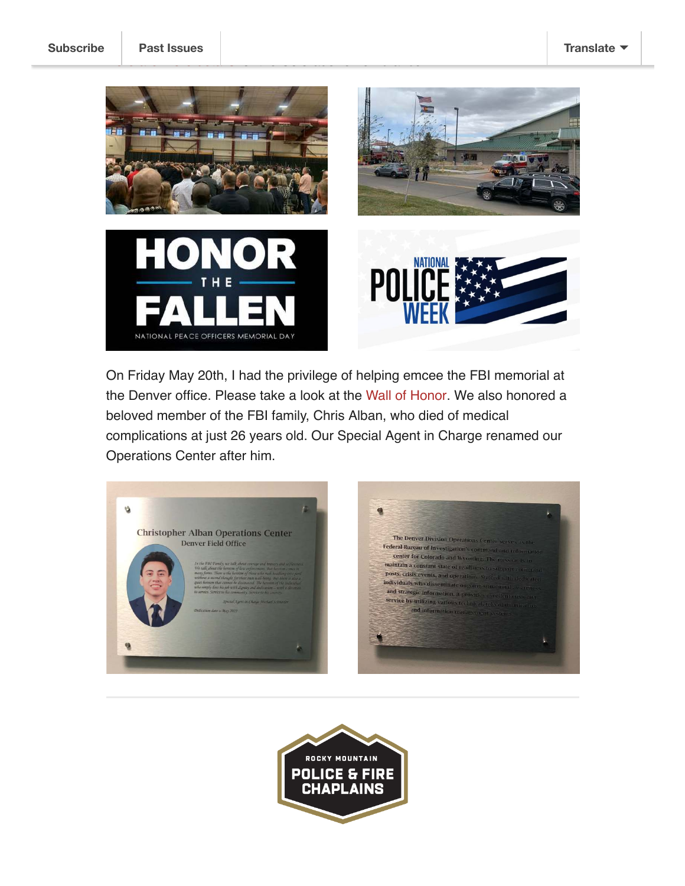On Friday May 20th, I had the privilege of helping emcee the FBI memorial at the Denver office. Please take a look at the Wall of Honor. We also honored a beloved member of the FBI family, Chris Alban, who died of medical complications at just 26 years old. Our Special Agent in Charge renamed our Operations Center after him.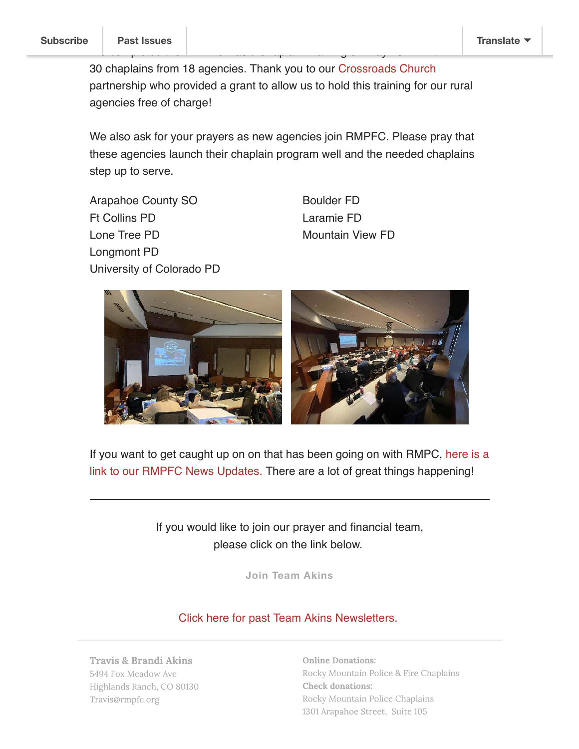30 chaplains from 18 agencies. Thank you to our Crossroads Church partnership who provided a grant to allow us to hold this training for our rural agencies free of charge!

We also ask for your prayers as new agencies join RMPFC. Please pray that these agencies launch their chaplain program well and the needed chaplains step up to serve.

Arapahoe County SO
Ft Collins PD
Lone Tree PD
Longmont PD
University of Colorado PD

Boulder FD
Laramie FD
Mountain View FD

If you want to get caught up on on that has been going on with RMPC, here is a link to our RMPFC News Updates. There are a lot of great things happening!

---

If you would like to join our prayer and financial team, please click on the link below.

Join Team Akins

Click here for past Team Akins Newsletters.

**Travis & Brandi Akins**
5494 Fox Meadow Ave
Highlands Ranch, CO 80130
Travis@rmpfc.org

**Online Donations:**
Rocky Mountain Police & Fire Chaplains
**Check donations:**
Rocky Mountain Police Chaplains
1301 Arapahoe Street, Suite 105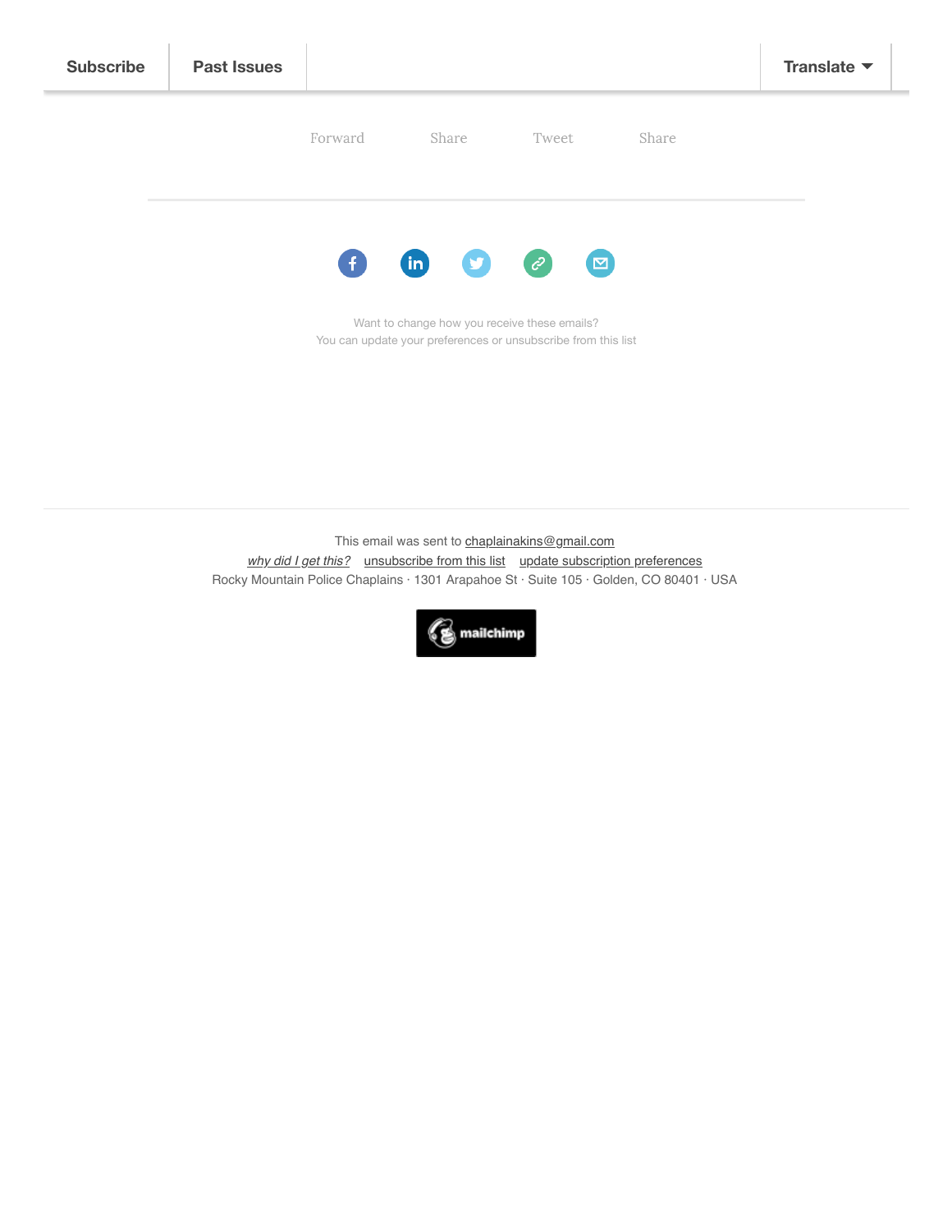Subscribe | Past Issues | Translate

Forward Share Tweet Share

Want to change how you receive these emails?
You can update your preferences or unsubscribe from this list

This email was sent to chaplainakins@gmail.com
*why did I get this?* unsubscribe from this list update subscription preferences
Rocky Mountain Police Chaplains · 1301 Arapahoe St · Suite 105 · Golden, CO 80401 · USA

mailchimp